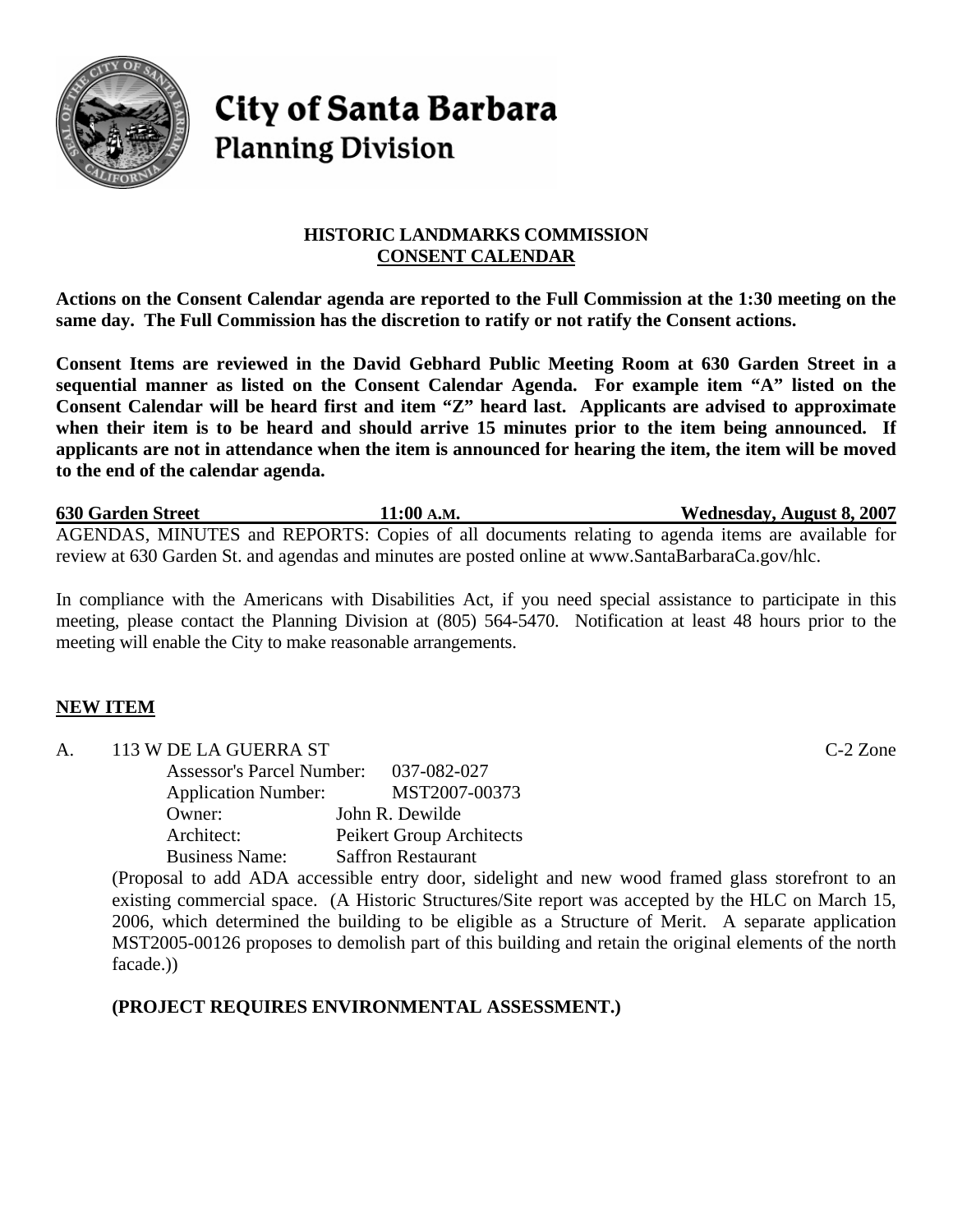# City of Santa Barbara
## Planning Division

**HISTORIC LANDMARKS COMMISSION**
**CONSENT CALENDAR**

**Actions on the Consent Calendar agenda are reported to the Full Commission at the 1:30 meeting on the same day. The Full Commission has the discretion to ratify or not ratify the Consent actions.**

**Consent Items are reviewed in the David Gebhard Public Meeting Room at 630 Garden Street in a sequential manner as listed on the Consent Calendar Agenda. For example item "A" listed on the Consent Calendar will be heard first and item "Z" heard last. Applicants are advised to approximate when their item is to be heard and should arrive 15 minutes prior to the item being announced. If applicants are not in attendance when the item is announced for hearing the item, the item will be moved to the end of the calendar agenda.**

**630 Garden Street** | **11:00 A.M.** | **Wednesday, August 8, 2007**

AGENDAS, MINUTES and REPORTS: Copies of all documents relating to agenda items are available for review at 630 Garden St. and agendas and minutes are posted online at www.SantaBarbaraCa.gov/hlc.

In compliance with the Americans with Disabilities Act, if you need special assistance to participate in this meeting, please contact the Planning Division at (805) 564-5470. Notification at least 48 hours prior to the meeting will enable the City to make reasonable arrangements.

## NEW ITEM

A. 113 W DE LA GUERRA ST — C-2 Zone

Assessor's Parcel Number: 037-082-027
Application Number: MST2007-00373
Owner: John R. Dewilde
Architect: Peikert Group Architects
Business Name: Saffron Restaurant

(Proposal to add ADA accessible entry door, sidelight and new wood framed glass storefront to an existing commercial space. (A Historic Structures/Site report was accepted by the HLC on March 15, 2006, which determined the building to be eligible as a Structure of Merit. A separate application MST2005-00126 proposes to demolish part of this building and retain the original elements of the north facade.))

**(PROJECT REQUIRES ENVIRONMENTAL ASSESSMENT.)**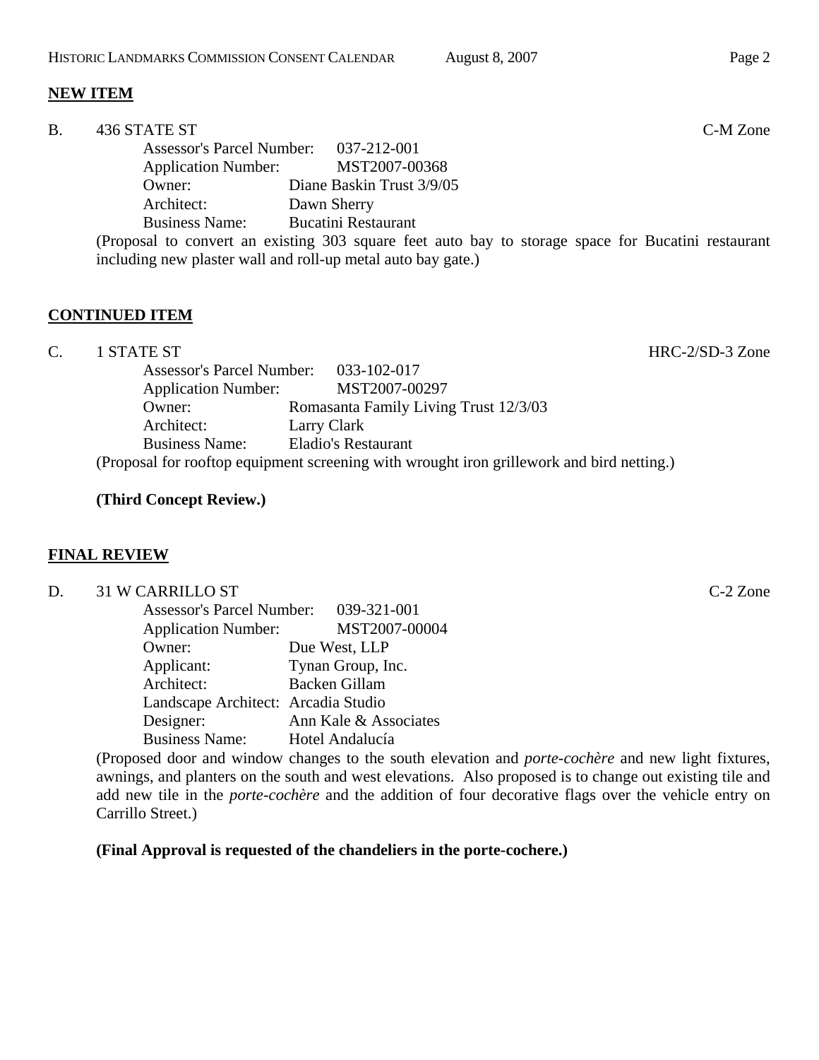## NEW ITEM

B. 436 STATE ST C-M Zone

Assessor's Parcel Number: 037-212-001
Application Number: MST2007-00368
Owner: Diane Baskin Trust 3/9/05
Architect: Dawn Sherry
Business Name: Bucatini Restaurant

(Proposal to convert an existing 303 square feet auto bay to storage space for Bucatini restaurant including new plaster wall and roll-up metal auto bay gate.)

## CONTINUED ITEM

C. 1 STATE ST HRC-2/SD-3 Zone

Assessor's Parcel Number: 033-102-017
Application Number: MST2007-00297
Owner: Romasanta Family Living Trust 12/3/03
Architect: Larry Clark
Business Name: Eladio's Restaurant

(Proposal for rooftop equipment screening with wrought iron grillework and bird netting.)

**(Third Concept Review.)**

## FINAL REVIEW

D. 31 W CARRILLO ST C-2 Zone

Assessor's Parcel Number: 039-321-001
Application Number: MST2007-00004
Owner: Due West, LLP
Applicant: Tynan Group, Inc.
Architect: Backen Gillam
Landscape Architect: Arcadia Studio
Designer: Ann Kale & Associates
Business Name: Hotel Andalucía

(Proposed door and window changes to the south elevation and *porte-cochère* and new light fixtures, awnings, and planters on the south and west elevations. Also proposed is to change out existing tile and add new tile in the *porte-cochère* and the addition of four decorative flags over the vehicle entry on Carrillo Street.)

**(Final Approval is requested of the chandeliers in the porte-cochere.)**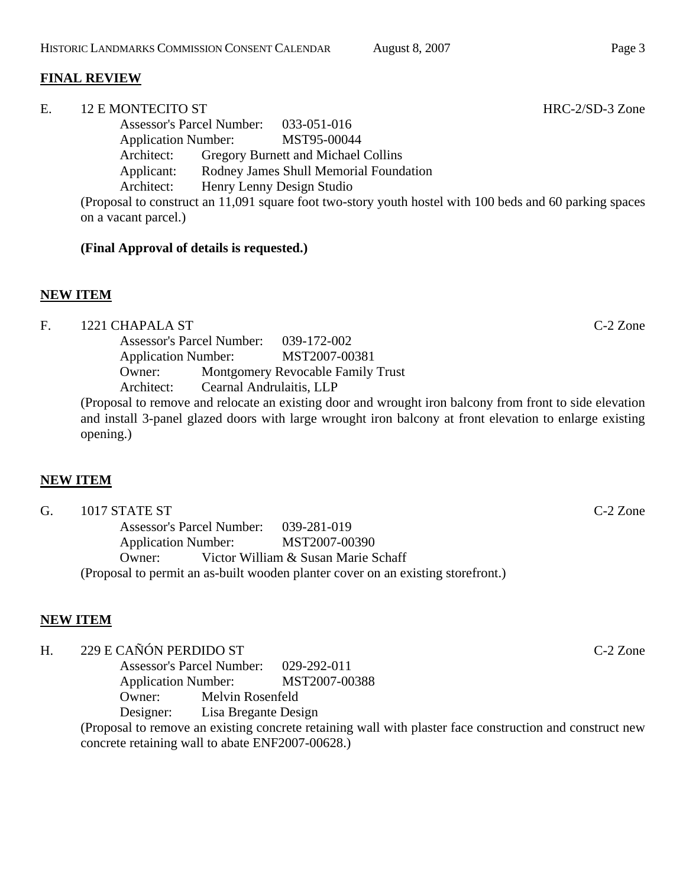**FINAL REVIEW**

E. 12 E MONTECITO ST HRC-2/SD-3 Zone

Assessor's Parcel Number: 033-051-016
Application Number: MST95-00044
Architect: Gregory Burnett and Michael Collins
Applicant: Rodney James Shull Memorial Foundation
Architect: Henry Lenny Design Studio

(Proposal to construct an 11,091 square foot two-story youth hostel with 100 beds and 60 parking spaces on a vacant parcel.)

**(Final Approval of details is requested.)**

**NEW ITEM**

F. 1221 CHAPALA ST C-2 Zone

Assessor's Parcel Number: 039-172-002
Application Number: MST2007-00381
Owner: Montgomery Revocable Family Trust
Architect: Cearnal Andrulaitis, LLP

(Proposal to remove and relocate an existing door and wrought iron balcony from front to side elevation and install 3-panel glazed doors with large wrought iron balcony at front elevation to enlarge existing opening.)

**NEW ITEM**

G. 1017 STATE ST C-2 Zone

Assessor's Parcel Number: 039-281-019
Application Number: MST2007-00390
Owner: Victor William & Susan Marie Schaff

(Proposal to permit an as-built wooden planter cover on an existing storefront.)

**NEW ITEM**

H. 229 E CAÑÓN PERDIDO ST C-2 Zone

Assessor's Parcel Number: 029-292-011
Application Number: MST2007-00388
Owner: Melvin Rosenfeld
Designer: Lisa Bregante Design

(Proposal to remove an existing concrete retaining wall with plaster face construction and construct new concrete retaining wall to abate ENF2007-00628.)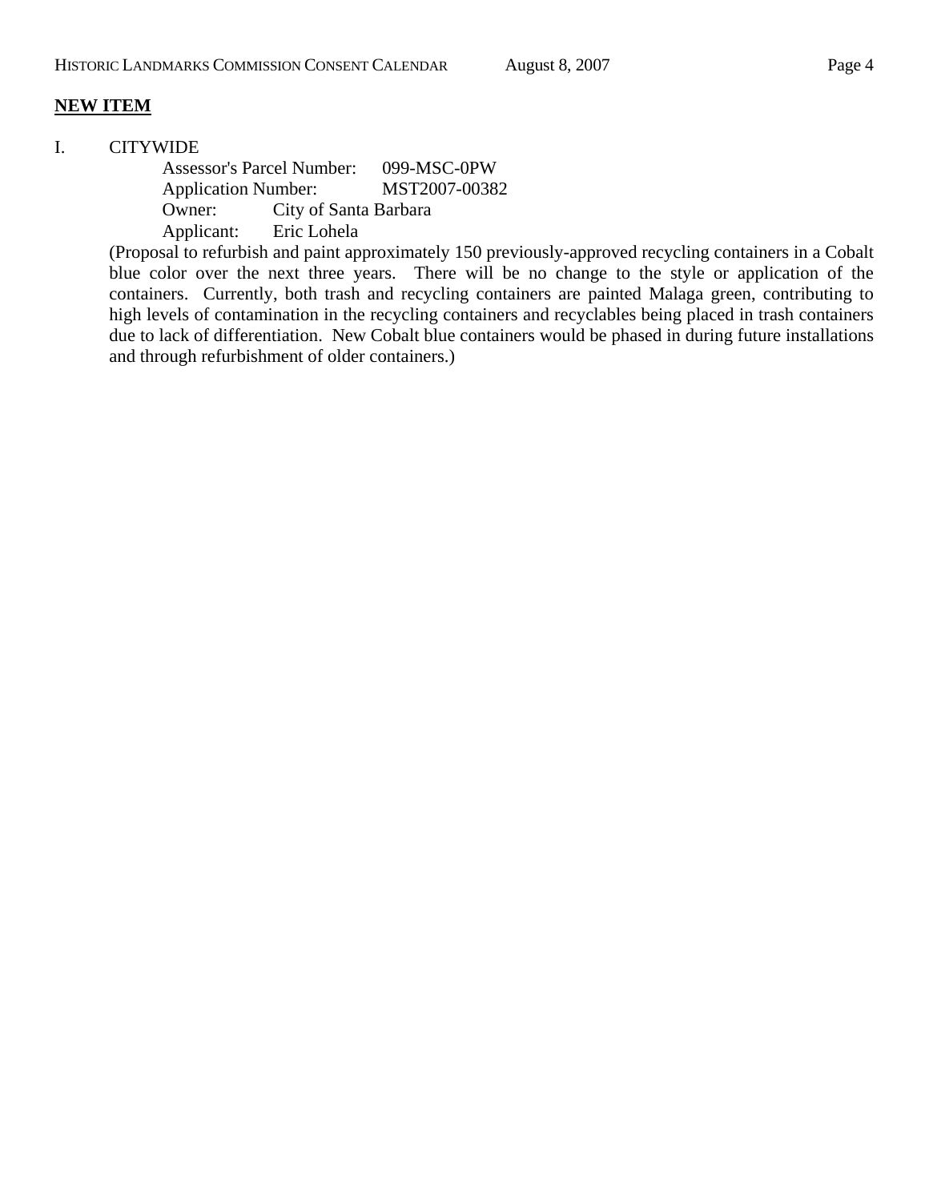**NEW ITEM**

I. CITYWIDE

Assessor's Parcel Number: 099-MSC-0PW
Application Number: MST2007-00382
Owner: City of Santa Barbara
Applicant: Eric Lohela

(Proposal to refurbish and paint approximately 150 previously-approved recycling containers in a Cobalt blue color over the next three years. There will be no change to the style or application of the containers. Currently, both trash and recycling containers are painted Malaga green, contributing to high levels of contamination in the recycling containers and recyclables being placed in trash containers due to lack of differentiation. New Cobalt blue containers would be phased in during future installations and through refurbishment of older containers.)